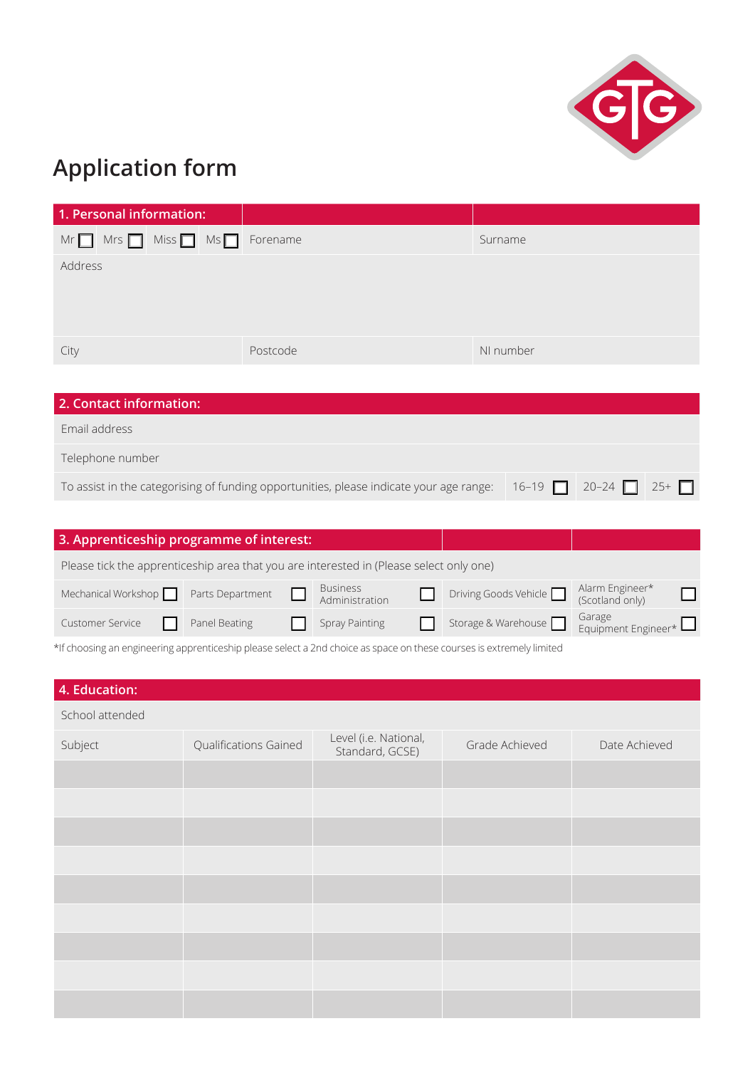# Application form

| 1. Personal information: | | |
|---|---|---|
| Mr ☐ Mrs ☐ Miss ☐ Ms ☐ | Forename | Surname |
| Address | | |
| City | Postcode | NI number |

| 2. Contact information: | | | |
|---|---|---|---|
| Email address | | | |
| Telephone number | | | |
| To assist in the categorising of funding opportunities, please indicate your age range: | 16–19 ☐ | 20–24 ☐ | 25+ ☐ |

| 3. Apprenticeship programme of interest: | | | | |
|---|---|---|---|---|
| Please tick the apprenticeship area that you are interested in (Please select only one) | | | | |
| Mechanical Workshop ☐ | Parts Department ☐ | Business Administration ☐ | Driving Goods Vehicle ☐ | Alarm Engineer* (Scotland only) ☐ |
| Customer Service ☐ | Panel Beating ☐ | Spray Painting ☐ | Storage & Warehouse ☐ | Garage Equipment Engineer* ☐ |

*If choosing an engineering apprenticeship please select a 2nd choice as space on these courses is extremely limited

| 4. Education: | | | | |
|---|---|---|---|---|
| School attended | | | | |
| Subject | Qualifications Gained | Level (i.e. National, Standard, GCSE) | Grade Achieved | Date Achieved |
| | | | | |
| | | | | |
| | | | | |
| | | | | |
| | | | | |
| | | | | |
| | | | | |
| | | | | |
| | | | | |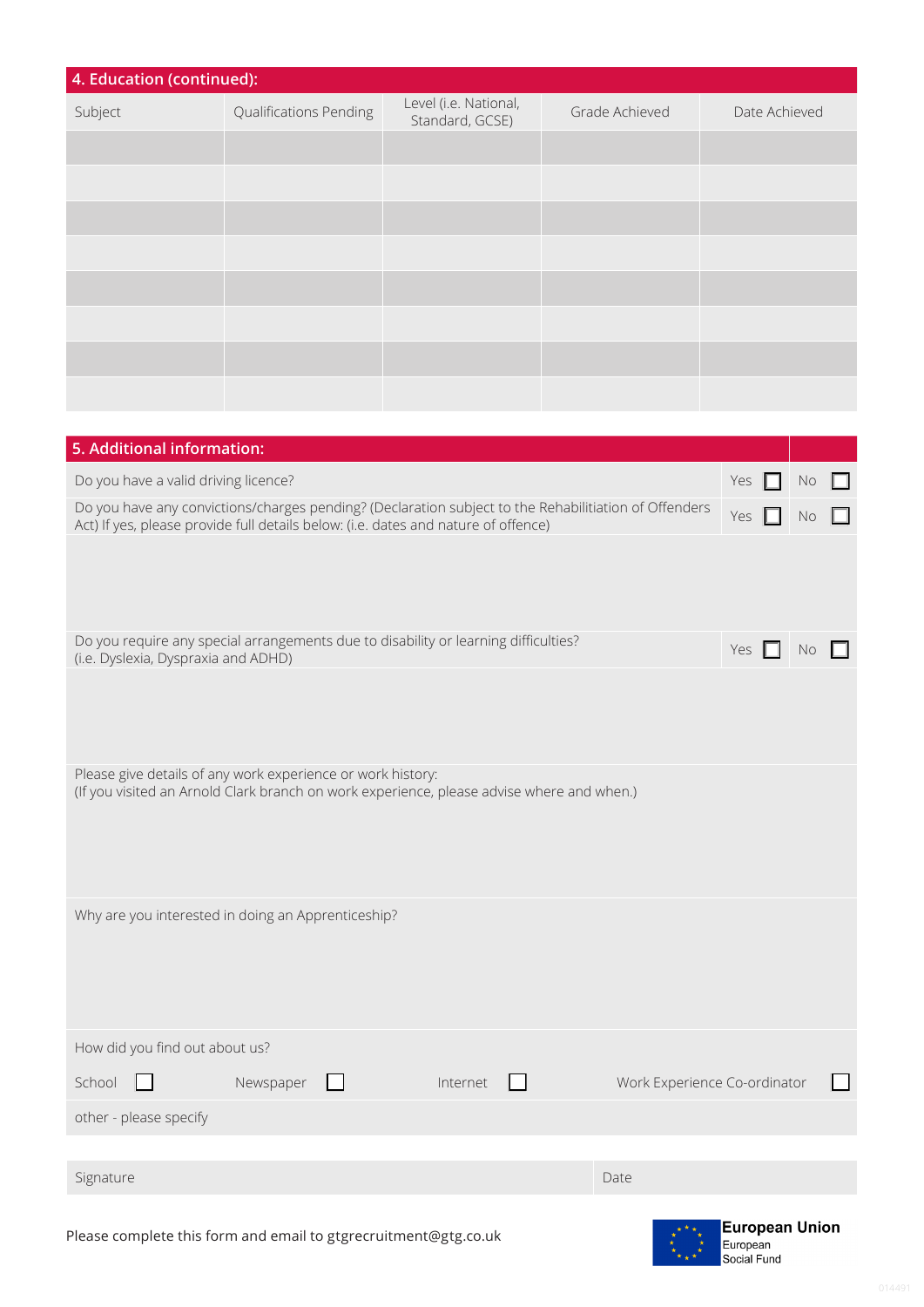## 4. Education (continued):

| Subject | Qualifications Pending | Level (i.e. National, Standard, GCSE) | Grade Achieved | Date Achieved |
|---|---|---|---|---|
| | | | | |
| | | | | |
| | | | | |
| | | | | |
| | | | | |
| | | | | |
| | | | | |
| | | | | |

## 5. Additional information:

| | | |
|---|---|---|
| Do you have a valid driving licence? | Yes ☐ | No ☐ |
| Do you have any convictions/charges pending? (Declaration subject to the Rehabilitiation of Offenders Act) If yes, please provide full details below: (i.e. dates and nature of offence) | Yes ☐ | No ☐ |
| | | |
| Do you require any special arrangements due to disability or learning difficulties? (i.e. Dyslexia, Dyspraxia and ADHD) | Yes ☐ | No ☐ |
| | | |

Please give details of any work experience or work history:
(If you visited an Arnold Clark branch on work experience, please advise where and when.)

Why are you interested in doing an Apprenticeship?

How did you find out about us?

School ☐ Newspaper ☐ Internet ☐ Work Experience Co-ordinator ☐

other - please specify

| Signature | Date |
|---|---|
| | |

Please complete this form and email to gtgrecruitment@gtg.co.uk

**European Union**
European
Social Fund